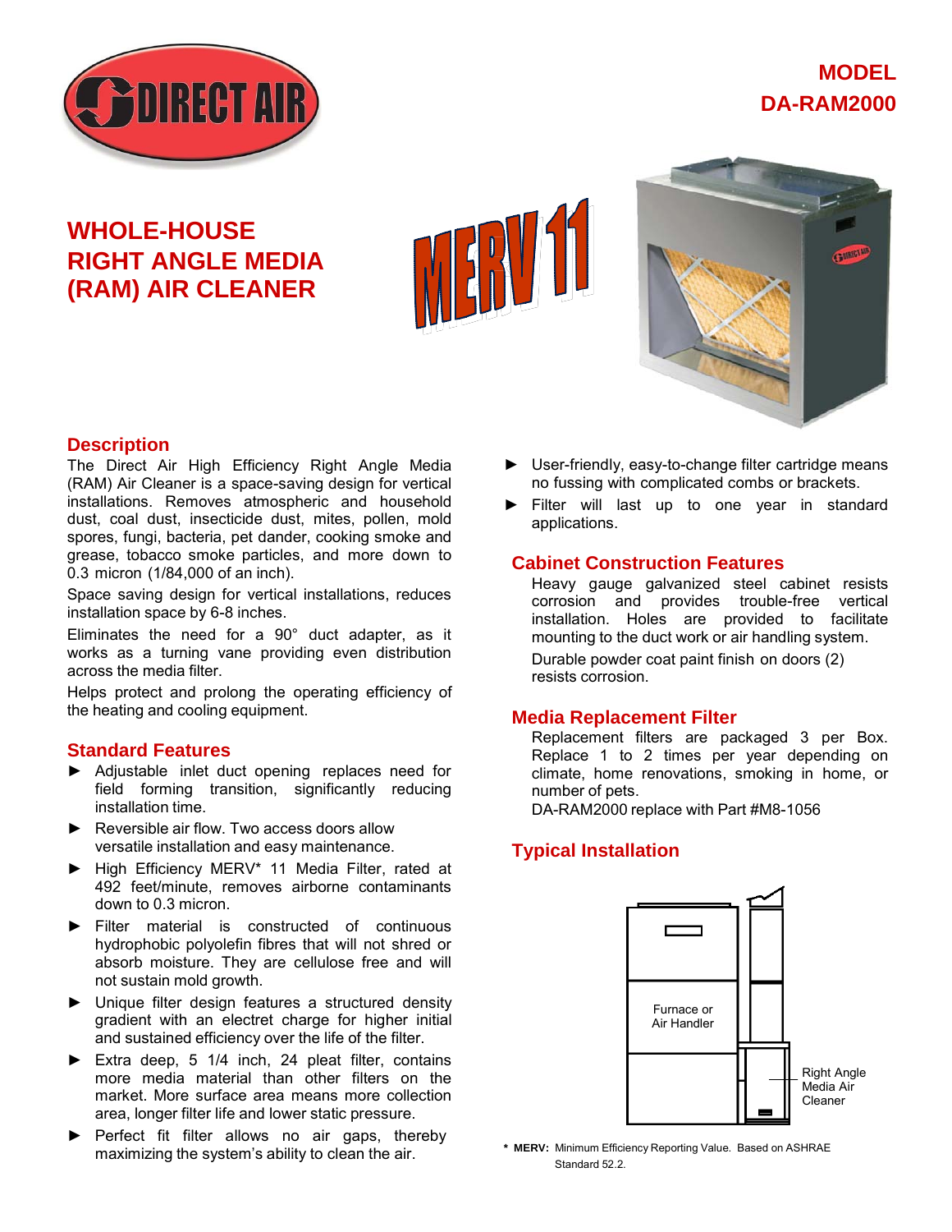# MODEL DA-RAM2000

## WHOLE-HOUSE RIGHT ANGLE MEDIA (RAM) AIR CLEANER

MERV 11

## Description

The Direct Air High Efficiency Right Angle Media (RAM) Air Cleaner is a space-saving design for vertical installations. Removes atmospheric and household dust, coal dust, insecticide dust, mites, pollen, mold spores, fungi, bacteria, pet dander, cooking smoke and grease, tobacco smoke particles, and more down to 0.3 micron (1/84,000 of an inch).

Space saving design for vertical installations, reduces installation space by 6-8 inches.

Eliminates the need for a 90° duct adapter, as it works as a turning vane providing even distribution across the media filter.

Helps protect and prolong the operating efficiency of the heating and cooling equipment.

## Standard Features

- Adjustable inlet duct opening replaces need for field forming transition, significantly reducing installation time.
- Reversible air flow. Two access doors allow versatile installation and easy maintenance.
- High Efficiency MERV* 11 Media Filter, rated at 492 feet/minute, removes airborne contaminants down to 0.3 micron.
- Filter material is constructed of continuous hydrophobic polyolefin fibres that will not shred or absorb moisture. They are cellulose free and will not sustain mold growth.
- Unique filter design features a structured density gradient with an electret charge for higher initial and sustained efficiency over the life of the filter.
- Extra deep, 5 1/4 inch, 24 pleat filter, contains more media material than other filters on the market. More surface area means more collection area, longer filter life and lower static pressure.
- Perfect fit filter allows no air gaps, thereby maximizing the system's ability to clean the air.
- User-friendly, easy-to-change filter cartridge means no fussing with complicated combs or brackets.
- Filter will last up to one year in standard applications.

## Cabinet Construction Features

Heavy gauge galvanized steel cabinet resists corrosion and provides trouble-free vertical installation. Holes are provided to facilitate mounting to the duct work or air handling system.

Durable powder coat paint finish on doors (2) resists corrosion.

## Media Replacement Filter

Replacement filters are packaged 3 per Box. Replace 1 to 2 times per year depending on climate, home renovations, smoking in home, or number of pets.
DA-RAM2000 replace with Part #M8-1056

## Typical Installation

Furnace or Air Handler

Right Angle Media Air Cleaner

**\* MERV:** Minimum Efficiency Reporting Value. Based on ASHRAE Standard 52.2.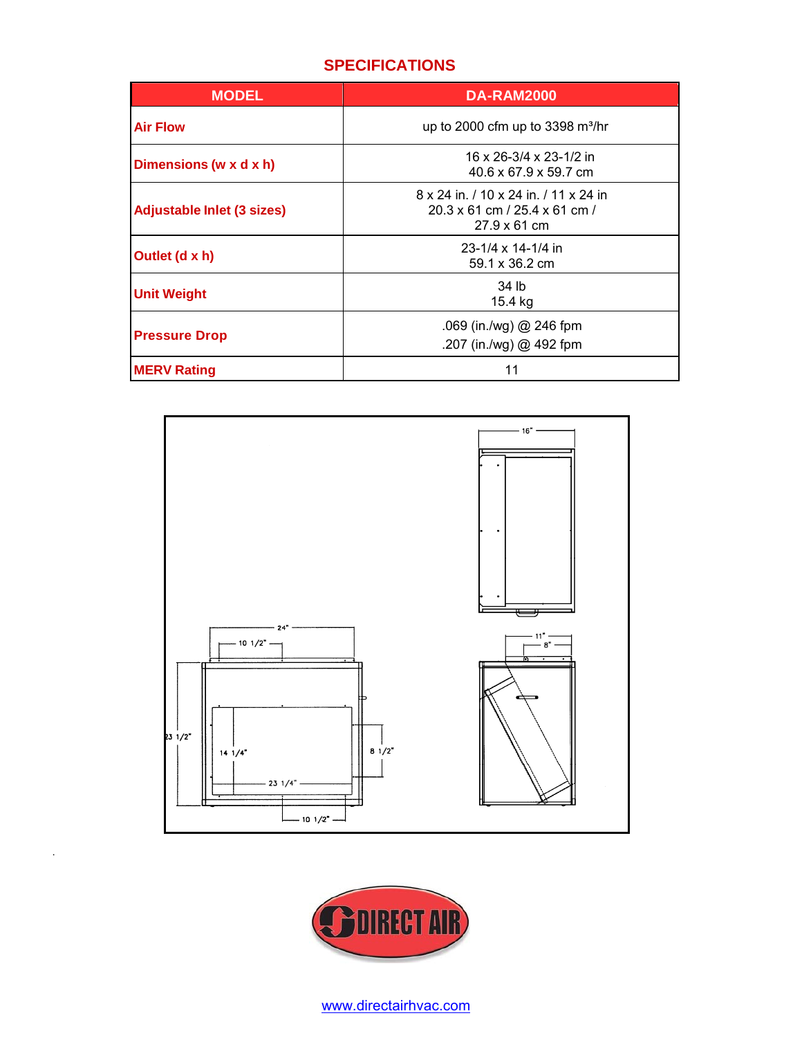## SPECIFICATIONS

| MODEL | DA-RAM2000 |
|---|---|
| Air Flow | up to 2000 cfm up to 3398 m³/hr |
| Dimensions (w x d x h) | 16 x 26-3/4 x 23-1/2 in<br>40.6 x 67.9 x 59.7 cm |
| Adjustable Inlet (3 sizes) | 8 x 24 in. / 10 x 24 in. / 11 x 24 in<br>20.3 x 61 cm / 25.4 x 61 cm /<br>27.9 x 61 cm |
| Outlet (d x h) | 23-1/4 x 14-1/4 in<br>59.1 x 36.2 cm |
| Unit Weight | 34 lb<br>15.4 kg |
| Pressure Drop | .069 (in./wg) @ 246 fpm<br>.207 (in./wg) @ 492 fpm |
| MERV Rating | 11 |

16"

24"
10 1/2"
23 1/2"
14 1/4"
8 1/2"
23 1/4"
10 1/2"

11"
8"

www.directairhvac.com